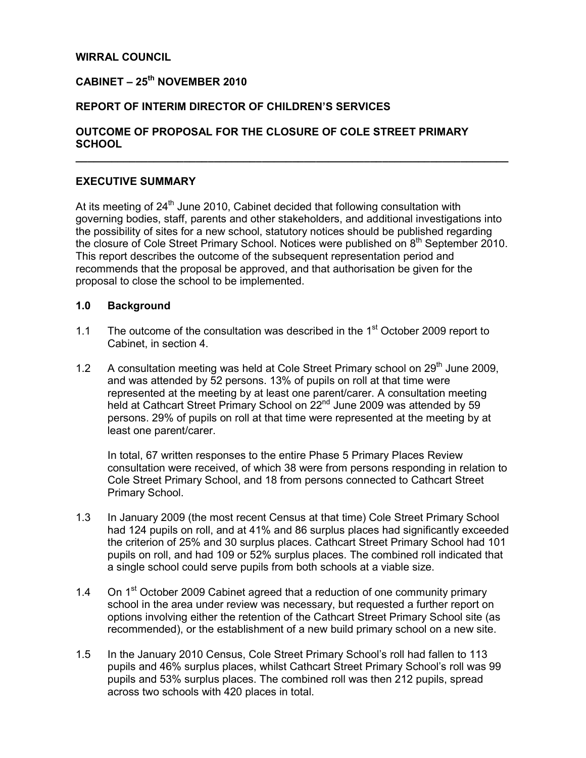**WIRRAL COUNCIL**

**CABINET – 25th NOVEMBER 2010**

**REPORT OF INTERIM DIRECTOR OF CHILDREN'S SERVICES**

**OUTCOME OF PROPOSAL FOR THE CLOSURE OF COLE STREET PRIMARY SCHOOL**

---

## EXECUTIVE SUMMARY

At its meeting of 24th June 2010, Cabinet decided that following consultation with governing bodies, staff, parents and other stakeholders, and additional investigations into the possibility of sites for a new school, statutory notices should be published regarding the closure of Cole Street Primary School. Notices were published on 8th September 2010. This report describes the outcome of the subsequent representation period and recommends that the proposal be approved, and that authorisation be given for the proposal to close the school to be implemented.

## 1.0 Background

1.1 The outcome of the consultation was described in the 1st October 2009 report to Cabinet, in section 4.

1.2 A consultation meeting was held at Cole Street Primary school on 29th June 2009, and was attended by 52 persons. 13% of pupils on roll at that time were represented at the meeting by at least one parent/carer. A consultation meeting held at Cathcart Street Primary School on 22nd June 2009 was attended by 59 persons. 29% of pupils on roll at that time were represented at the meeting by at least one parent/carer.

In total, 67 written responses to the entire Phase 5 Primary Places Review consultation were received, of which 38 were from persons responding in relation to Cole Street Primary School, and 18 from persons connected to Cathcart Street Primary School.

1.3 In January 2009 (the most recent Census at that time) Cole Street Primary School had 124 pupils on roll, and at 41% and 86 surplus places had significantly exceeded the criterion of 25% and 30 surplus places. Cathcart Street Primary School had 101 pupils on roll, and had 109 or 52% surplus places. The combined roll indicated that a single school could serve pupils from both schools at a viable size.

1.4 On 1st October 2009 Cabinet agreed that a reduction of one community primary school in the area under review was necessary, but requested a further report on options involving either the retention of the Cathcart Street Primary School site (as recommended), or the establishment of a new build primary school on a new site.

1.5 In the January 2010 Census, Cole Street Primary School's roll had fallen to 113 pupils and 46% surplus places, whilst Cathcart Street Primary School's roll was 99 pupils and 53% surplus places. The combined roll was then 212 pupils, spread across two schools with 420 places in total.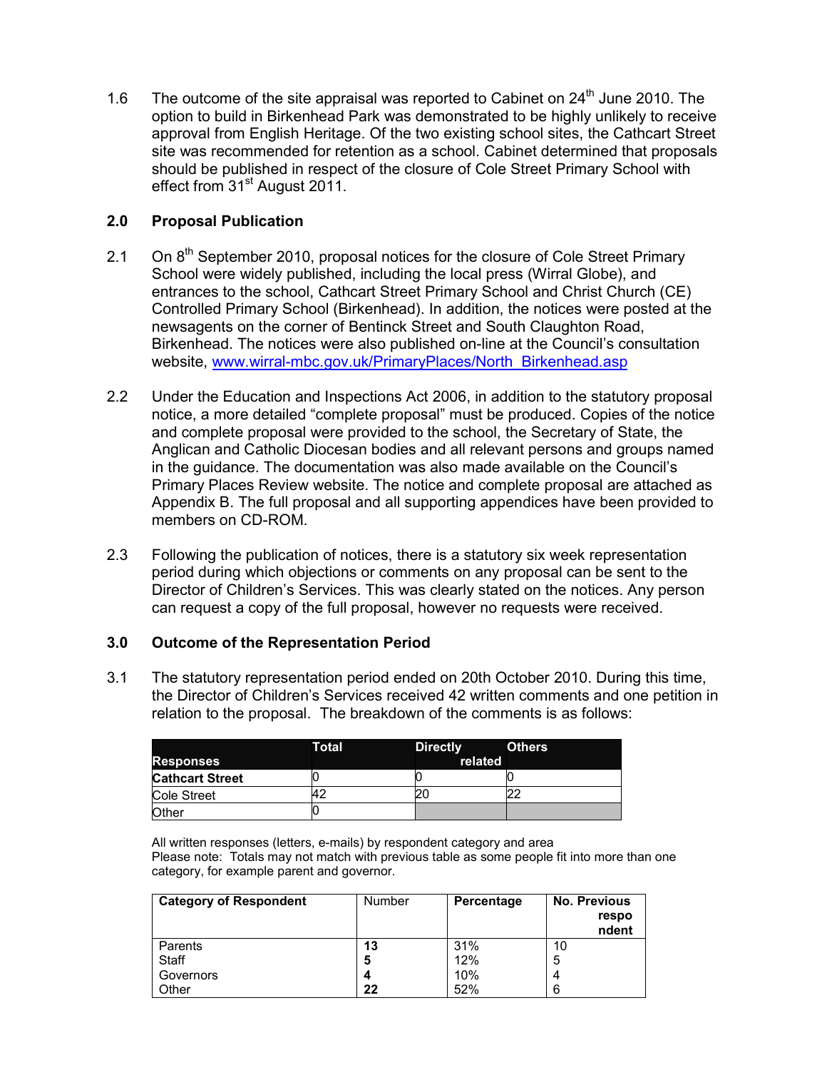1.6 The outcome of the site appraisal was reported to Cabinet on 24th June 2010. The option to build in Birkenhead Park was demonstrated to be highly unlikely to receive approval from English Heritage. Of the two existing school sites, the Cathcart Street site was recommended for retention as a school. Cabinet determined that proposals should be published in respect of the closure of Cole Street Primary School with effect from 31st August 2011.

## 2.0 Proposal Publication

2.1 On 8th September 2010, proposal notices for the closure of Cole Street Primary School were widely published, including the local press (Wirral Globe), and entrances to the school, Cathcart Street Primary School and Christ Church (CE) Controlled Primary School (Birkenhead). In addition, the notices were posted at the newsagents on the corner of Bentinck Street and South Claughton Road, Birkenhead. The notices were also published on-line at the Council's consultation website, www.wirral-mbc.gov.uk/PrimaryPlaces/North_Birkenhead.asp

2.2 Under the Education and Inspections Act 2006, in addition to the statutory proposal notice, a more detailed "complete proposal" must be produced. Copies of the notice and complete proposal were provided to the school, the Secretary of State, the Anglican and Catholic Diocesan bodies and all relevant persons and groups named in the guidance. The documentation was also made available on the Council's Primary Places Review website. The notice and complete proposal are attached as Appendix B. The full proposal and all supporting appendices have been provided to members on CD-ROM.

2.3 Following the publication of notices, there is a statutory six week representation period during which objections or comments on any proposal can be sent to the Director of Children's Services. This was clearly stated on the notices. Any person can request a copy of the full proposal, however no requests were received.

## 3.0 Outcome of the Representation Period

3.1 The statutory representation period ended on 20th October 2010. During this time, the Director of Children's Services received 42 written comments and one petition in relation to the proposal. The breakdown of the comments is as follows:

| Responses | Total | Directly related | Others |
|---|---|---|---|
| **Cathcart Street** | 0 | 0 | 0 |
| Cole Street | 42 | 20 | 22 |
| Other | 0 | | |

All written responses (letters, e-mails) by respondent category and area
Please note: Totals may not match with previous table as some people fit into more than one category, for example parent and governor.

| Category of Respondent | Number | Percentage | No. Previous respondent |
|---|---|---|---|
| Parents | **13** | 31% | 10 |
| Staff | **5** | 12% | 5 |
| Governors | **4** | 10% | 4 |
| Other | **22** | 52% | 6 |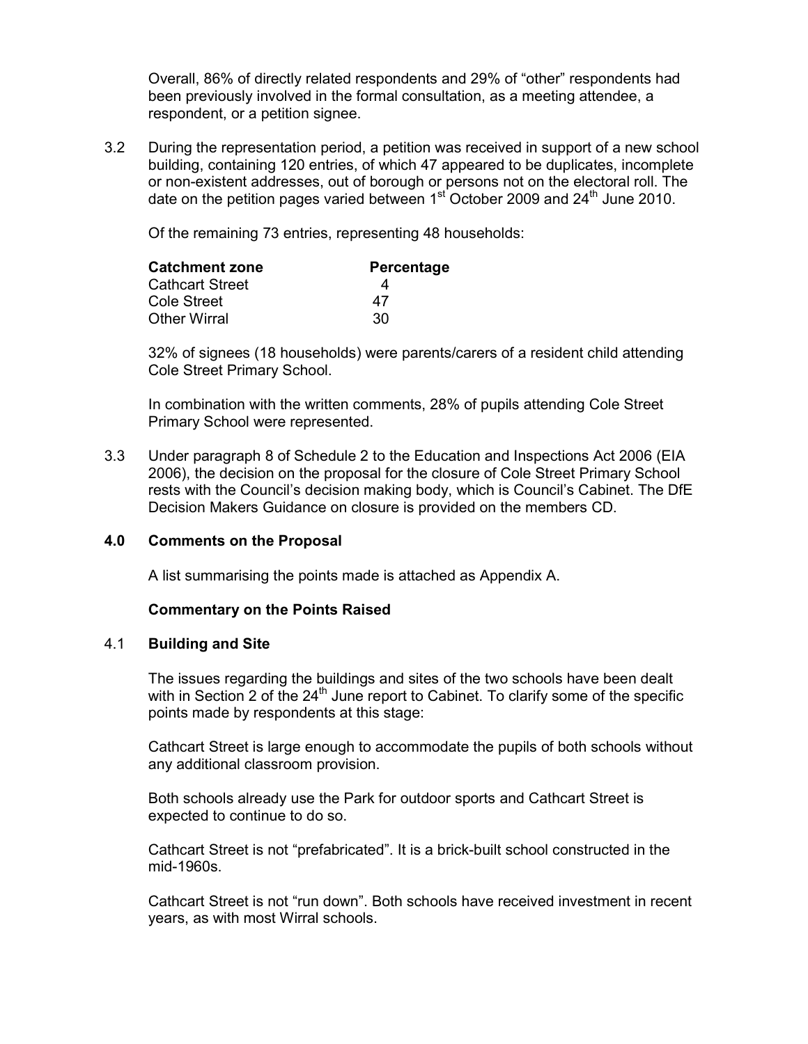Overall, 86% of directly related respondents and 29% of "other" respondents had been previously involved in the formal consultation, as a meeting attendee, a respondent, or a petition signee.

3.2 During the representation period, a petition was received in support of a new school building, containing 120 entries, of which 47 appeared to be duplicates, incomplete or non-existent addresses, out of borough or persons not on the electoral roll. The date on the petition pages varied between 1st October 2009 and 24th June 2010.

Of the remaining 73 entries, representing 48 households:

| **Catchment zone** | **Percentage** |
|---|---|
| Cathcart Street | 4 |
| Cole Street | 47 |
| Other Wirral | 30 |

32% of signees (18 households) were parents/carers of a resident child attending Cole Street Primary School.

In combination with the written comments, 28% of pupils attending Cole Street Primary School were represented.

3.3 Under paragraph 8 of Schedule 2 to the Education and Inspections Act 2006 (EIA 2006), the decision on the proposal for the closure of Cole Street Primary School rests with the Council's decision making body, which is Council's Cabinet. The DfE Decision Makers Guidance on closure is provided on the members CD.

## 4.0 Comments on the Proposal

A list summarising the points made is attached as Appendix A.

**Commentary on the Points Raised**

### 4.1 Building and Site

The issues regarding the buildings and sites of the two schools have been dealt with in Section 2 of the 24th June report to Cabinet. To clarify some of the specific points made by respondents at this stage:

Cathcart Street is large enough to accommodate the pupils of both schools without any additional classroom provision.

Both schools already use the Park for outdoor sports and Cathcart Street is expected to continue to do so.

Cathcart Street is not "prefabricated". It is a brick-built school constructed in the mid-1960s.

Cathcart Street is not "run down". Both schools have received investment in recent years, as with most Wirral schools.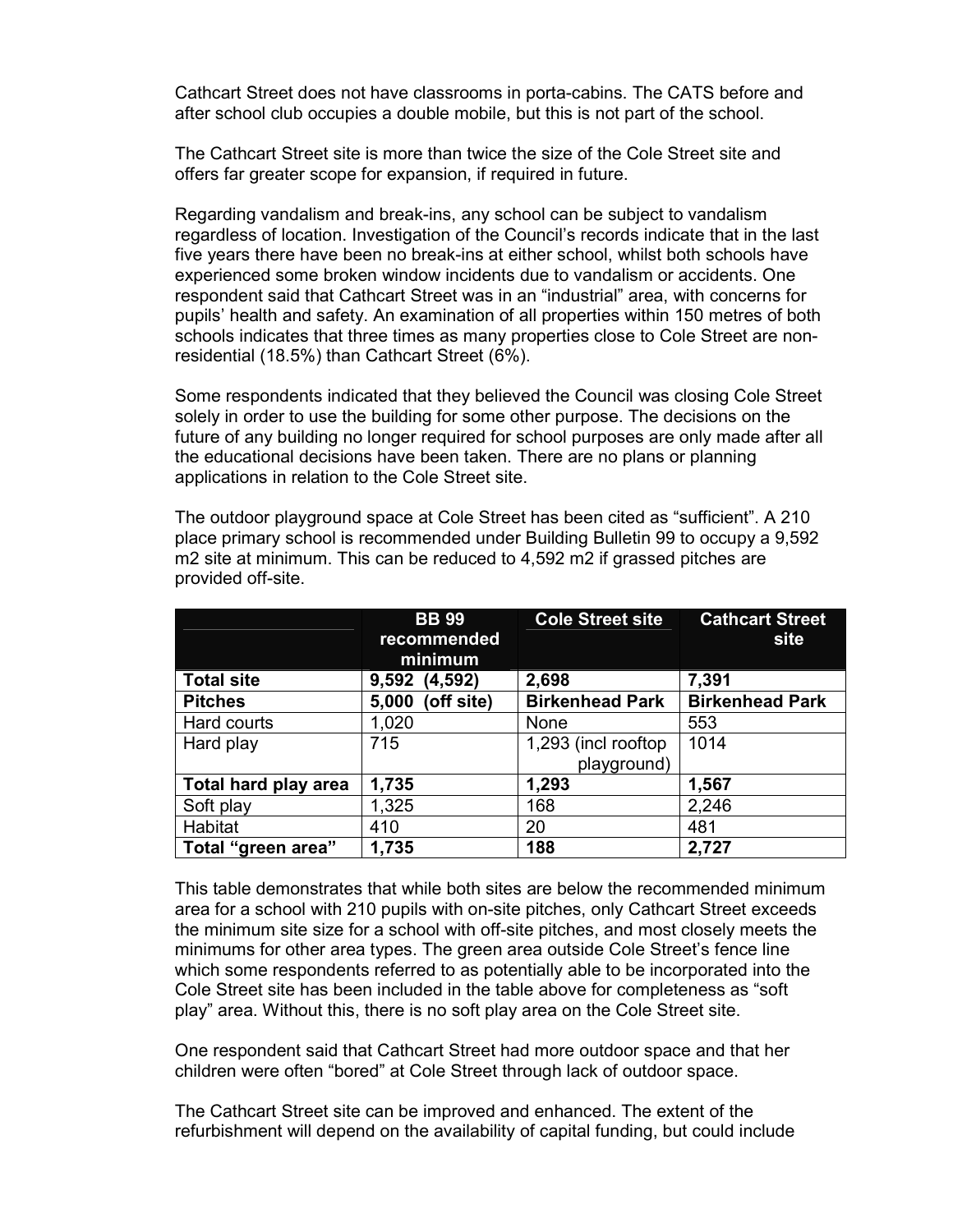Cathcart Street does not have classrooms in porta-cabins. The CATS before and after school club occupies a double mobile, but this is not part of the school.

The Cathcart Street site is more than twice the size of the Cole Street site and offers far greater scope for expansion, if required in future.

Regarding vandalism and break-ins, any school can be subject to vandalism regardless of location. Investigation of the Council's records indicate that in the last five years there have been no break-ins at either school, whilst both schools have experienced some broken window incidents due to vandalism or accidents. One respondent said that Cathcart Street was in an "industrial" area, with concerns for pupils' health and safety. An examination of all properties within 150 metres of both schools indicates that three times as many properties close to Cole Street are non-residential (18.5%) than Cathcart Street (6%).

Some respondents indicated that they believed the Council was closing Cole Street solely in order to use the building for some other purpose. The decisions on the future of any building no longer required for school purposes are only made after all the educational decisions have been taken. There are no plans or planning applications in relation to the Cole Street site.

The outdoor playground space at Cole Street has been cited as "sufficient". A 210 place primary school is recommended under Building Bulletin 99 to occupy a 9,592 m2 site at minimum. This can be reduced to 4,592 m2 if grassed pitches are provided off-site.

| | BB 99 recommended minimum | Cole Street site | Cathcart Street site |
|---|---|---|---|
| **Total site** | **9,592 (4,592)** | **2,698** | **7,391** |
| **Pitches** | **5,000 (off site)** | **Birkenhead Park** | **Birkenhead Park** |
| Hard courts | 1,020 | None | 553 |
| Hard play | 715 | 1,293 (incl rooftop playground) | 1014 |
| **Total hard play area** | **1,735** | **1,293** | **1,567** |
| Soft play | 1,325 | 168 | 2,246 |
| Habitat | 410 | 20 | 481 |
| **Total "green area"** | **1,735** | **188** | **2,727** |

This table demonstrates that while both sites are below the recommended minimum area for a school with 210 pupils with on-site pitches, only Cathcart Street exceeds the minimum site size for a school with off-site pitches, and most closely meets the minimums for other area types. The green area outside Cole Street's fence line which some respondents referred to as potentially able to be incorporated into the Cole Street site has been included in the table above for completeness as "soft play" area. Without this, there is no soft play area on the Cole Street site.

One respondent said that Cathcart Street had more outdoor space and that her children were often "bored" at Cole Street through lack of outdoor space.

The Cathcart Street site can be improved and enhanced. The extent of the refurbishment will depend on the availability of capital funding, but could include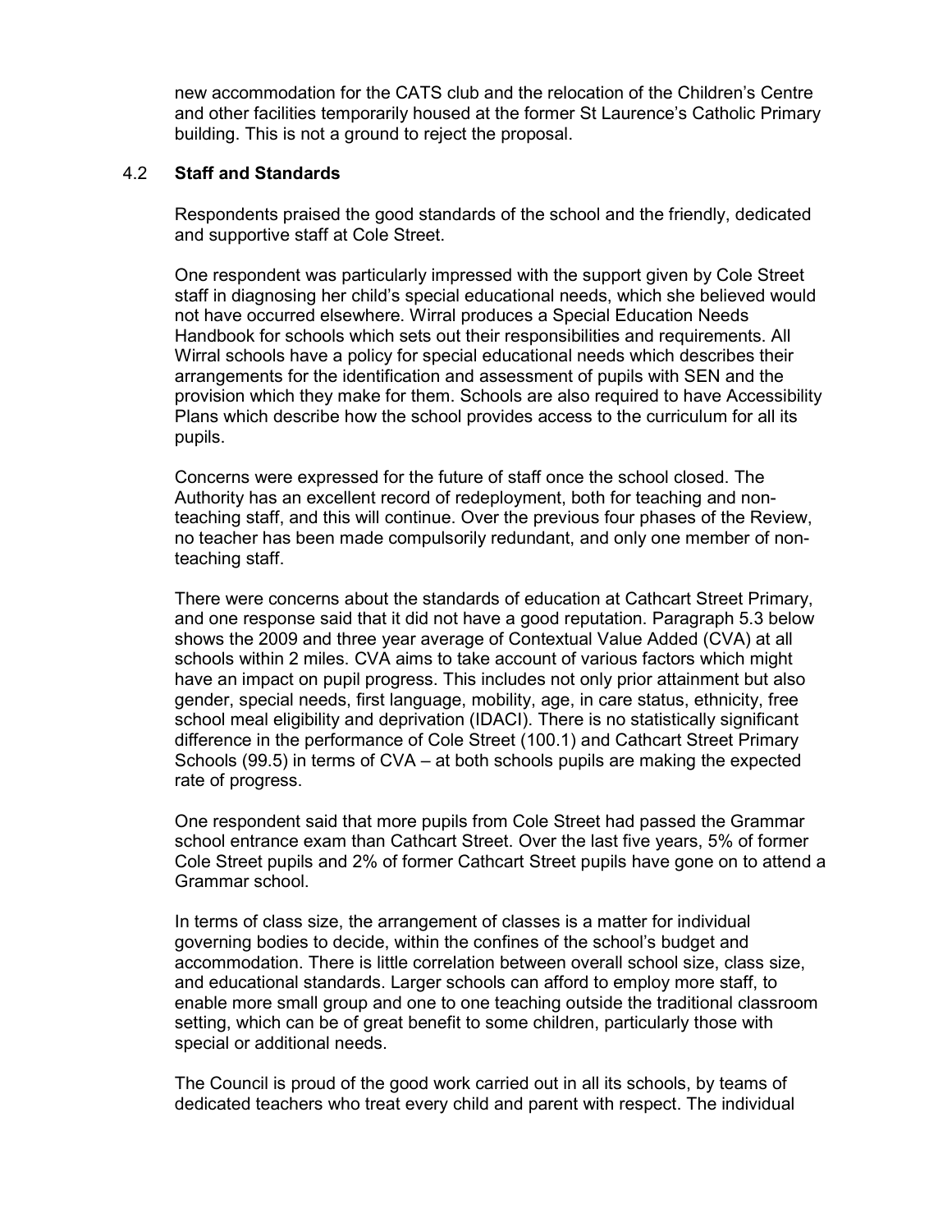new accommodation for the CATS club and the relocation of the Children's Centre and other facilities temporarily housed at the former St Laurence's Catholic Primary building. This is not a ground to reject the proposal.

### 4.2 Staff and Standards

Respondents praised the good standards of the school and the friendly, dedicated and supportive staff at Cole Street.

One respondent was particularly impressed with the support given by Cole Street staff in diagnosing her child's special educational needs, which she believed would not have occurred elsewhere. Wirral produces a Special Education Needs Handbook for schools which sets out their responsibilities and requirements. All Wirral schools have a policy for special educational needs which describes their arrangements for the identification and assessment of pupils with SEN and the provision which they make for them. Schools are also required to have Accessibility Plans which describe how the school provides access to the curriculum for all its pupils.

Concerns were expressed for the future of staff once the school closed. The Authority has an excellent record of redeployment, both for teaching and non-teaching staff, and this will continue. Over the previous four phases of the Review, no teacher has been made compulsorily redundant, and only one member of non-teaching staff.

There were concerns about the standards of education at Cathcart Street Primary, and one response said that it did not have a good reputation. Paragraph 5.3 below shows the 2009 and three year average of Contextual Value Added (CVA) at all schools within 2 miles. CVA aims to take account of various factors which might have an impact on pupil progress. This includes not only prior attainment but also gender, special needs, first language, mobility, age, in care status, ethnicity, free school meal eligibility and deprivation (IDACI). There is no statistically significant difference in the performance of Cole Street (100.1) and Cathcart Street Primary Schools (99.5) in terms of CVA – at both schools pupils are making the expected rate of progress.

One respondent said that more pupils from Cole Street had passed the Grammar school entrance exam than Cathcart Street. Over the last five years, 5% of former Cole Street pupils and 2% of former Cathcart Street pupils have gone on to attend a Grammar school.

In terms of class size, the arrangement of classes is a matter for individual governing bodies to decide, within the confines of the school's budget and accommodation. There is little correlation between overall school size, class size, and educational standards. Larger schools can afford to employ more staff, to enable more small group and one to one teaching outside the traditional classroom setting, which can be of great benefit to some children, particularly those with special or additional needs.

The Council is proud of the good work carried out in all its schools, by teams of dedicated teachers who treat every child and parent with respect. The individual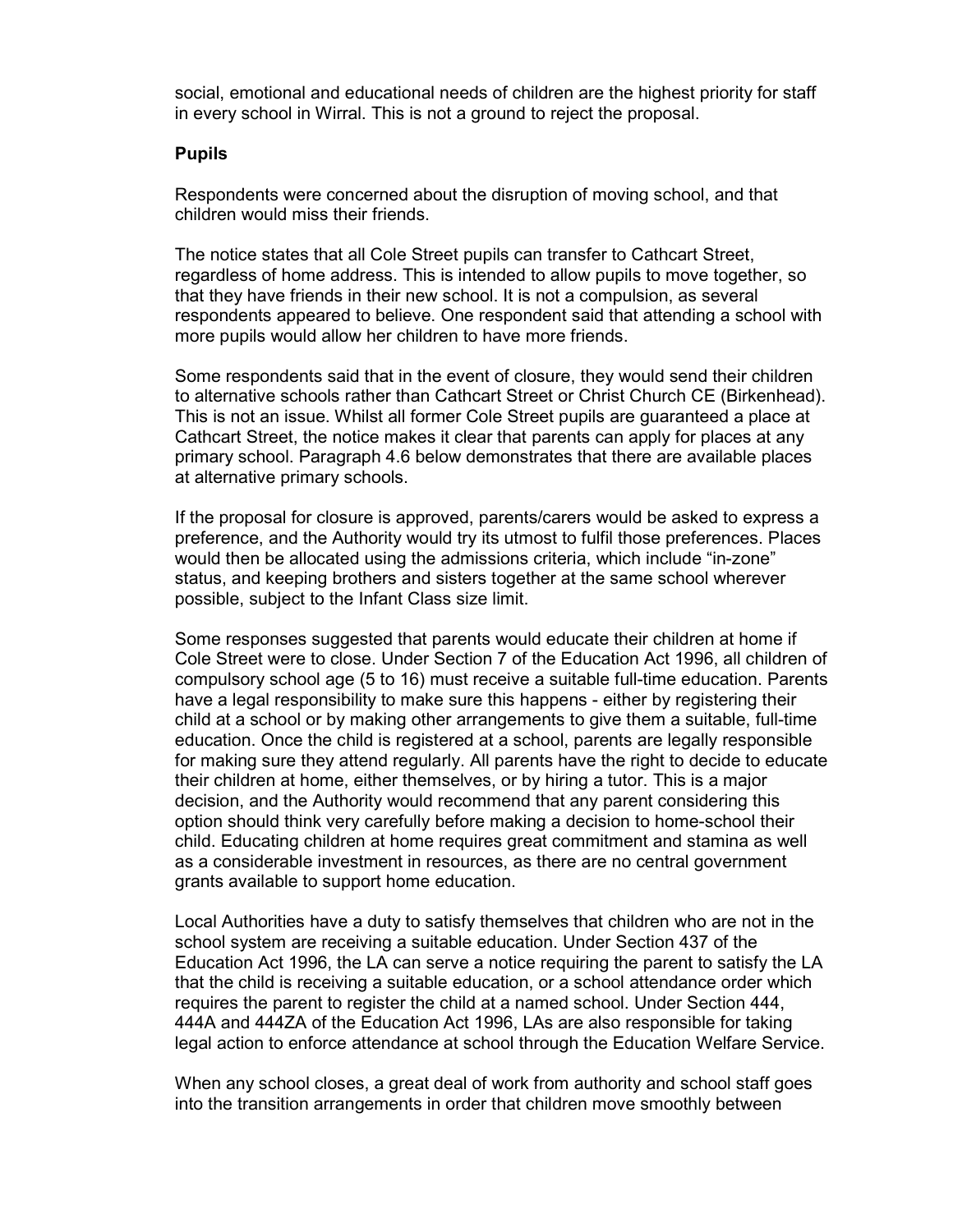social, emotional and educational needs of children are the highest priority for staff in every school in Wirral. This is not a ground to reject the proposal.

**Pupils**

Respondents were concerned about the disruption of moving school, and that children would miss their friends.

The notice states that all Cole Street pupils can transfer to Cathcart Street, regardless of home address. This is intended to allow pupils to move together, so that they have friends in their new school. It is not a compulsion, as several respondents appeared to believe. One respondent said that attending a school with more pupils would allow her children to have more friends.

Some respondents said that in the event of closure, they would send their children to alternative schools rather than Cathcart Street or Christ Church CE (Birkenhead). This is not an issue. Whilst all former Cole Street pupils are guaranteed a place at Cathcart Street, the notice makes it clear that parents can apply for places at any primary school. Paragraph 4.6 below demonstrates that there are available places at alternative primary schools.

If the proposal for closure is approved, parents/carers would be asked to express a preference, and the Authority would try its utmost to fulfil those preferences. Places would then be allocated using the admissions criteria, which include "in-zone" status, and keeping brothers and sisters together at the same school wherever possible, subject to the Infant Class size limit.

Some responses suggested that parents would educate their children at home if Cole Street were to close. Under Section 7 of the Education Act 1996, all children of compulsory school age (5 to 16) must receive a suitable full-time education. Parents have a legal responsibility to make sure this happens - either by registering their child at a school or by making other arrangements to give them a suitable, full-time education. Once the child is registered at a school, parents are legally responsible for making sure they attend regularly. All parents have the right to decide to educate their children at home, either themselves, or by hiring a tutor. This is a major decision, and the Authority would recommend that any parent considering this option should think very carefully before making a decision to home-school their child. Educating children at home requires great commitment and stamina as well as a considerable investment in resources, as there are no central government grants available to support home education.

Local Authorities have a duty to satisfy themselves that children who are not in the school system are receiving a suitable education. Under Section 437 of the Education Act 1996, the LA can serve a notice requiring the parent to satisfy the LA that the child is receiving a suitable education, or a school attendance order which requires the parent to register the child at a named school. Under Section 444, 444A and 444ZA of the Education Act 1996, LAs are also responsible for taking legal action to enforce attendance at school through the Education Welfare Service.

When any school closes, a great deal of work from authority and school staff goes into the transition arrangements in order that children move smoothly between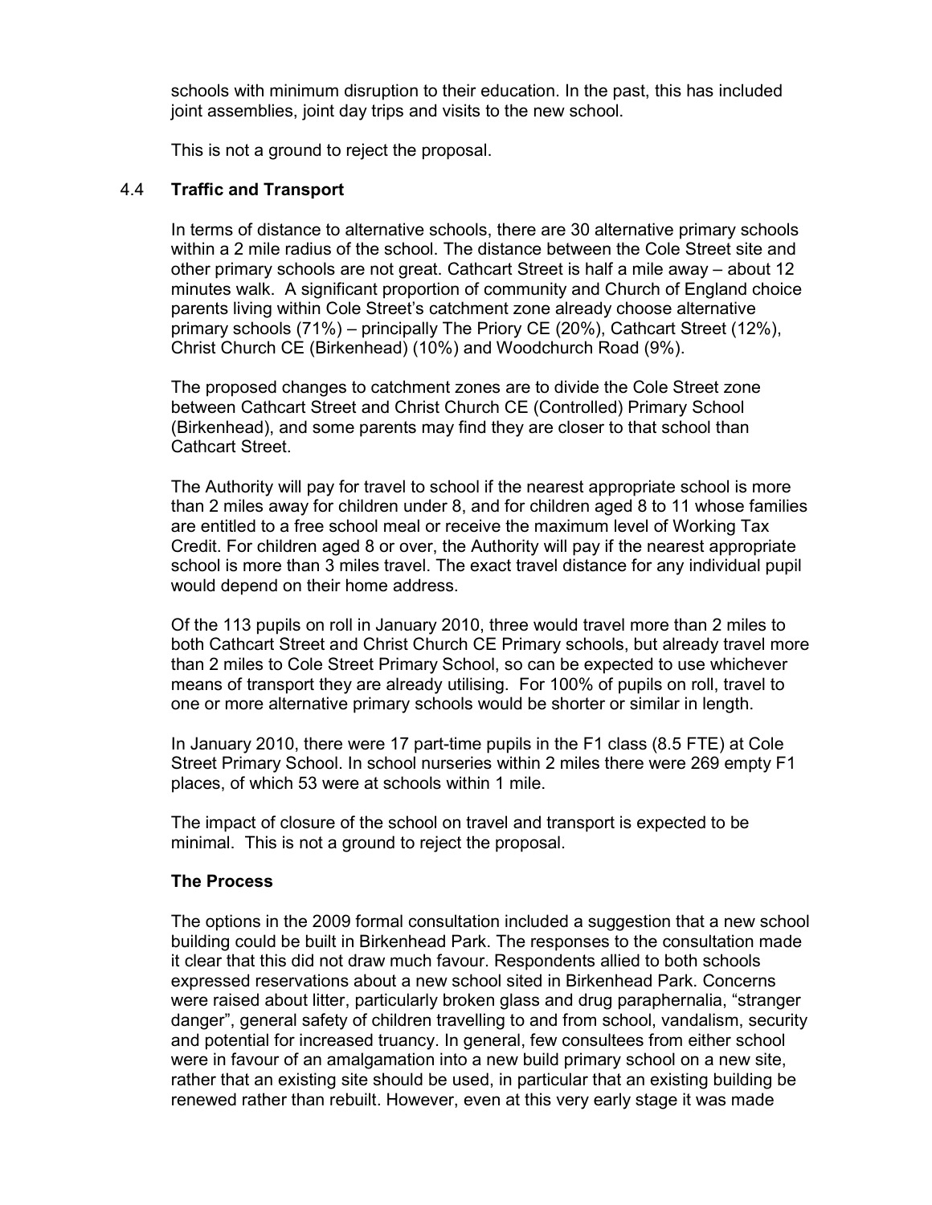schools with minimum disruption to their education. In the past, this has included joint assemblies, joint day trips and visits to the new school.

This is not a ground to reject the proposal.

### 4.4 Traffic and Transport

In terms of distance to alternative schools, there are 30 alternative primary schools within a 2 mile radius of the school. The distance between the Cole Street site and other primary schools are not great. Cathcart Street is half a mile away – about 12 minutes walk. A significant proportion of community and Church of England choice parents living within Cole Street's catchment zone already choose alternative primary schools (71%) – principally The Priory CE (20%), Cathcart Street (12%), Christ Church CE (Birkenhead) (10%) and Woodchurch Road (9%).

The proposed changes to catchment zones are to divide the Cole Street zone between Cathcart Street and Christ Church CE (Controlled) Primary School (Birkenhead), and some parents may find they are closer to that school than Cathcart Street.

The Authority will pay for travel to school if the nearest appropriate school is more than 2 miles away for children under 8, and for children aged 8 to 11 whose families are entitled to a free school meal or receive the maximum level of Working Tax Credit. For children aged 8 or over, the Authority will pay if the nearest appropriate school is more than 3 miles travel. The exact travel distance for any individual pupil would depend on their home address.

Of the 113 pupils on roll in January 2010, three would travel more than 2 miles to both Cathcart Street and Christ Church CE Primary schools, but already travel more than 2 miles to Cole Street Primary School, so can be expected to use whichever means of transport they are already utilising. For 100% of pupils on roll, travel to one or more alternative primary schools would be shorter or similar in length.

In January 2010, there were 17 part-time pupils in the F1 class (8.5 FTE) at Cole Street Primary School. In school nurseries within 2 miles there were 269 empty F1 places, of which 53 were at schools within 1 mile.

The impact of closure of the school on travel and transport is expected to be minimal. This is not a ground to reject the proposal.

### The Process

The options in the 2009 formal consultation included a suggestion that a new school building could be built in Birkenhead Park. The responses to the consultation made it clear that this did not draw much favour. Respondents allied to both schools expressed reservations about a new school sited in Birkenhead Park. Concerns were raised about litter, particularly broken glass and drug paraphernalia, "stranger danger", general safety of children travelling to and from school, vandalism, security and potential for increased truancy. In general, few consultees from either school were in favour of an amalgamation into a new build primary school on a new site, rather that an existing site should be used, in particular that an existing building be renewed rather than rebuilt. However, even at this very early stage it was made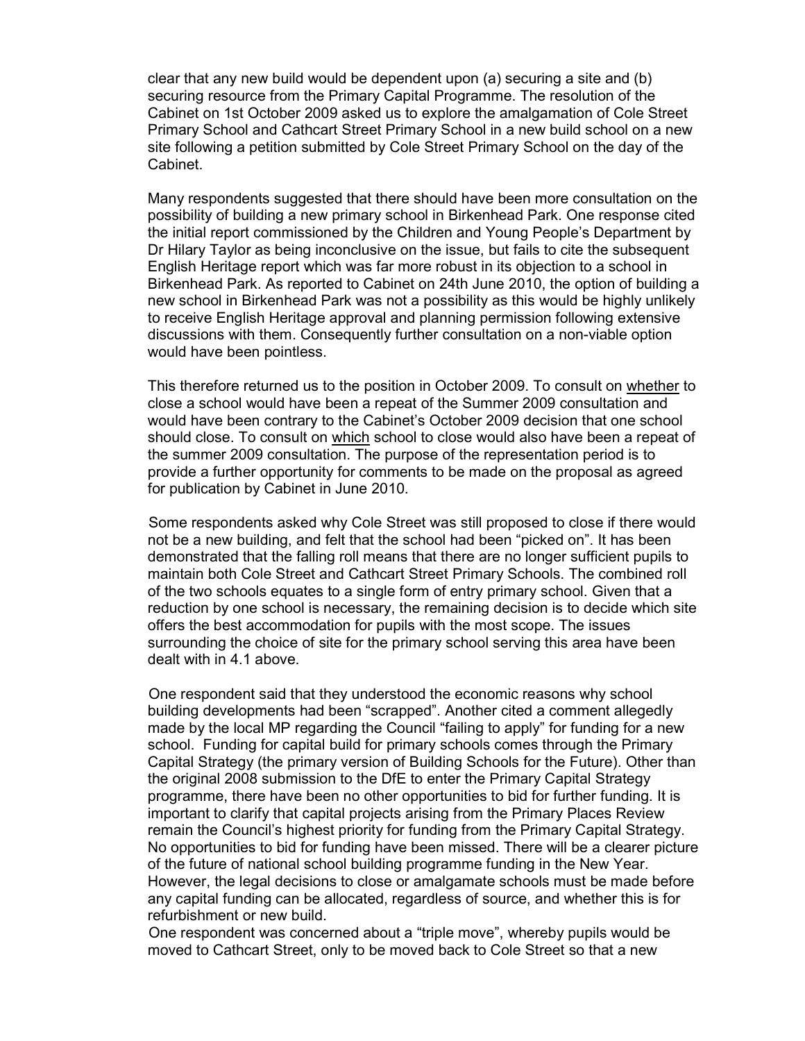clear that any new build would be dependent upon (a) securing a site and (b) securing resource from the Primary Capital Programme. The resolution of the Cabinet on 1st October 2009 asked us to explore the amalgamation of Cole Street Primary School and Cathcart Street Primary School in a new build school on a new site following a petition submitted by Cole Street Primary School on the day of the Cabinet.

Many respondents suggested that there should have been more consultation on the possibility of building a new primary school in Birkenhead Park. One response cited the initial report commissioned by the Children and Young People's Department by Dr Hilary Taylor as being inconclusive on the issue, but fails to cite the subsequent English Heritage report which was far more robust in its objection to a school in Birkenhead Park. As reported to Cabinet on 24th June 2010, the option of building a new school in Birkenhead Park was not a possibility as this would be highly unlikely to receive English Heritage approval and planning permission following extensive discussions with them. Consequently further consultation on a non-viable option would have been pointless.

This therefore returned us to the position in October 2009. To consult on <u>whether</u> to close a school would have been a repeat of the Summer 2009 consultation and would have been contrary to the Cabinet's October 2009 decision that one school should close. To consult on <u>which</u> school to close would also have been a repeat of the summer 2009 consultation. The purpose of the representation period is to provide a further opportunity for comments to be made on the proposal as agreed for publication by Cabinet in June 2010.

Some respondents asked why Cole Street was still proposed to close if there would not be a new building, and felt that the school had been "picked on". It has been demonstrated that the falling roll means that there are no longer sufficient pupils to maintain both Cole Street and Cathcart Street Primary Schools. The combined roll of the two schools equates to a single form of entry primary school. Given that a reduction by one school is necessary, the remaining decision is to decide which site offers the best accommodation for pupils with the most scope. The issues surrounding the choice of site for the primary school serving this area have been dealt with in 4.1 above.

One respondent said that they understood the economic reasons why school building developments had been "scrapped". Another cited a comment allegedly made by the local MP regarding the Council "failing to apply" for funding for a new school. Funding for capital build for primary schools comes through the Primary Capital Strategy (the primary version of Building Schools for the Future). Other than the original 2008 submission to the DfE to enter the Primary Capital Strategy programme, there have been no other opportunities to bid for further funding. It is important to clarify that capital projects arising from the Primary Places Review remain the Council's highest priority for funding from the Primary Capital Strategy. No opportunities to bid for funding have been missed. There will be a clearer picture of the future of national school building programme funding in the New Year. However, the legal decisions to close or amalgamate schools must be made before any capital funding can be allocated, regardless of source, and whether this is for refurbishment or new build.

One respondent was concerned about a "triple move", whereby pupils would be moved to Cathcart Street, only to be moved back to Cole Street so that a new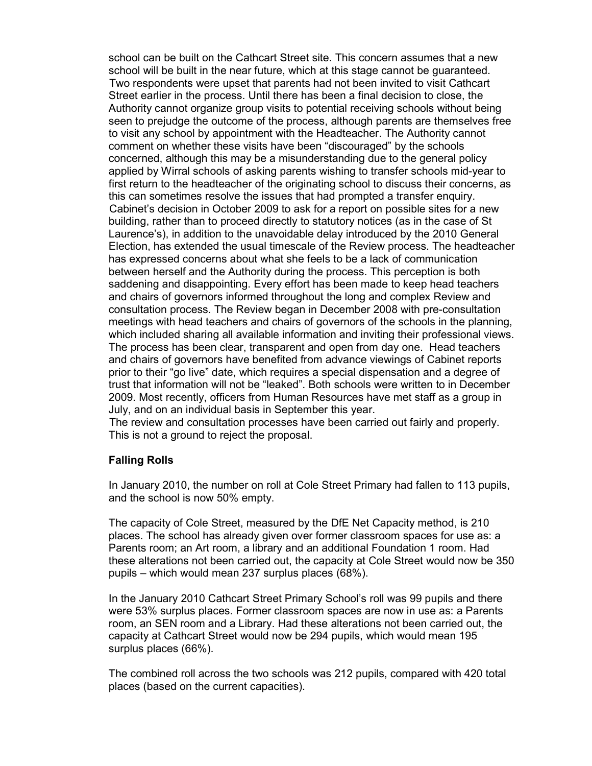school can be built on the Cathcart Street site. This concern assumes that a new school will be built in the near future, which at this stage cannot be guaranteed. Two respondents were upset that parents had not been invited to visit Cathcart Street earlier in the process. Until there has been a final decision to close, the Authority cannot organize group visits to potential receiving schools without being seen to prejudge the outcome of the process, although parents are themselves free to visit any school by appointment with the Headteacher. The Authority cannot comment on whether these visits have been "discouraged" by the schools concerned, although this may be a misunderstanding due to the general policy applied by Wirral schools of asking parents wishing to transfer schools mid-year to first return to the headteacher of the originating school to discuss their concerns, as this can sometimes resolve the issues that had prompted a transfer enquiry. Cabinet's decision in October 2009 to ask for a report on possible sites for a new building, rather than to proceed directly to statutory notices (as in the case of St Laurence's), in addition to the unavoidable delay introduced by the 2010 General Election, has extended the usual timescale of the Review process. The headteacher has expressed concerns about what she feels to be a lack of communication between herself and the Authority during the process. This perception is both saddening and disappointing. Every effort has been made to keep head teachers and chairs of governors informed throughout the long and complex Review and consultation process. The Review began in December 2008 with pre-consultation meetings with head teachers and chairs of governors of the schools in the planning, which included sharing all available information and inviting their professional views. The process has been clear, transparent and open from day one. Head teachers and chairs of governors have benefited from advance viewings of Cabinet reports prior to their "go live" date, which requires a special dispensation and a degree of trust that information will not be "leaked". Both schools were written to in December 2009. Most recently, officers from Human Resources have met staff as a group in July, and on an individual basis in September this year.
The review and consultation processes have been carried out fairly and properly. This is not a ground to reject the proposal.

**Falling Rolls**

In January 2010, the number on roll at Cole Street Primary had fallen to 113 pupils, and the school is now 50% empty.

The capacity of Cole Street, measured by the DfE Net Capacity method, is 210 places. The school has already given over former classroom spaces for use as: a Parents room; an Art room, a library and an additional Foundation 1 room. Had these alterations not been carried out, the capacity at Cole Street would now be 350 pupils – which would mean 237 surplus places (68%).

In the January 2010 Cathcart Street Primary School's roll was 99 pupils and there were 53% surplus places. Former classroom spaces are now in use as: a Parents room, an SEN room and a Library. Had these alterations not been carried out, the capacity at Cathcart Street would now be 294 pupils, which would mean 195 surplus places (66%).

The combined roll across the two schools was 212 pupils, compared with 420 total places (based on the current capacities).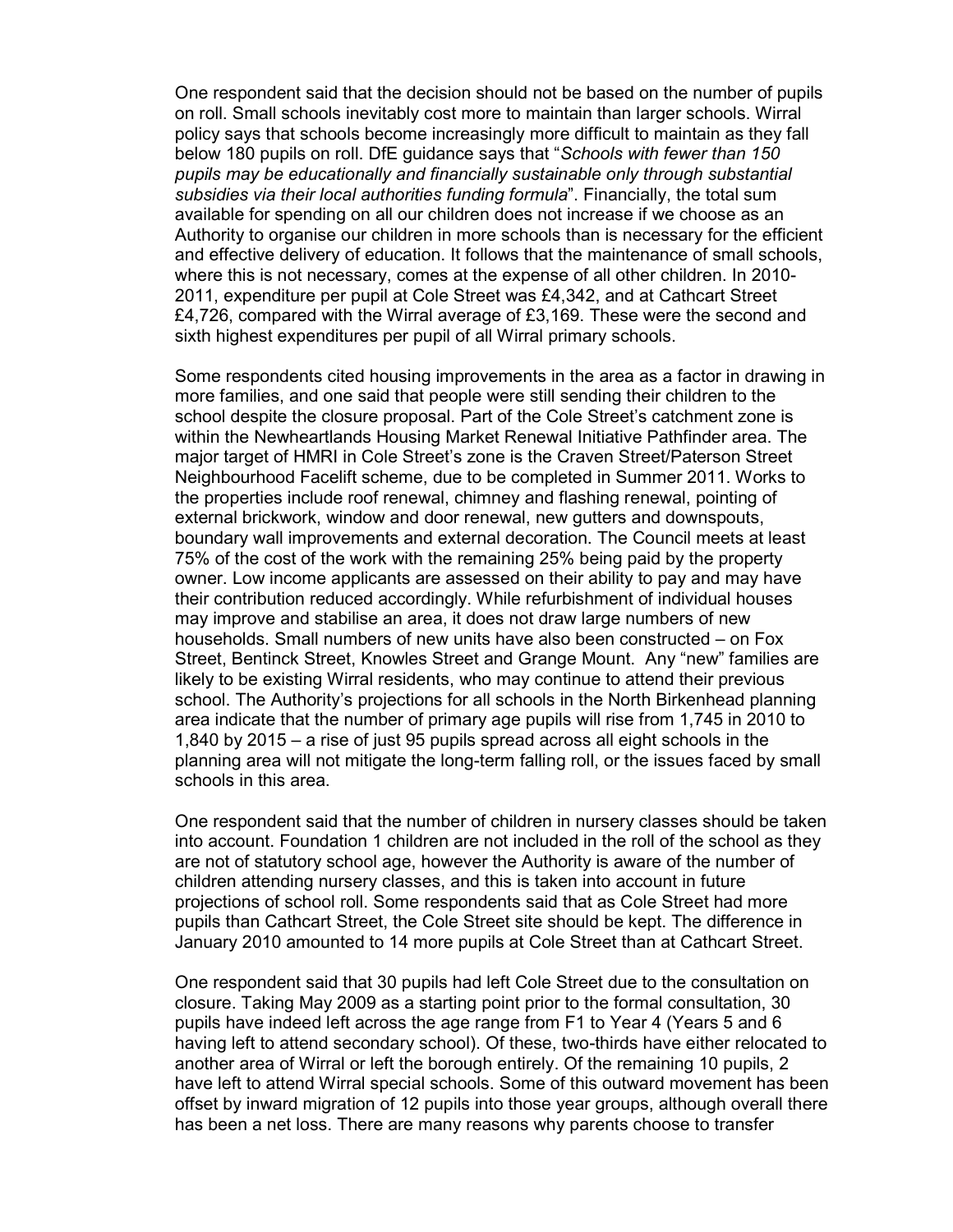One respondent said that the decision should not be based on the number of pupils on roll. Small schools inevitably cost more to maintain than larger schools. Wirral policy says that schools become increasingly more difficult to maintain as they fall below 180 pupils on roll. DfE guidance says that "*Schools with fewer than 150 pupils may be educationally and financially sustainable only through substantial subsidies via their local authorities funding formula*". Financially, the total sum available for spending on all our children does not increase if we choose as an Authority to organise our children in more schools than is necessary for the efficient and effective delivery of education. It follows that the maintenance of small schools, where this is not necessary, comes at the expense of all other children. In 2010-2011, expenditure per pupil at Cole Street was £4,342, and at Cathcart Street £4,726, compared with the Wirral average of £3,169. These were the second and sixth highest expenditures per pupil of all Wirral primary schools.

Some respondents cited housing improvements in the area as a factor in drawing in more families, and one said that people were still sending their children to the school despite the closure proposal. Part of the Cole Street's catchment zone is within the Newheartlands Housing Market Renewal Initiative Pathfinder area. The major target of HMRI in Cole Street's zone is the Craven Street/Paterson Street Neighbourhood Facelift scheme, due to be completed in Summer 2011. Works to the properties include roof renewal, chimney and flashing renewal, pointing of external brickwork, window and door renewal, new gutters and downspouts, boundary wall improvements and external decoration. The Council meets at least 75% of the cost of the work with the remaining 25% being paid by the property owner. Low income applicants are assessed on their ability to pay and may have their contribution reduced accordingly. While refurbishment of individual houses may improve and stabilise an area, it does not draw large numbers of new households. Small numbers of new units have also been constructed – on Fox Street, Bentinck Street, Knowles Street and Grange Mount. Any "new" families are likely to be existing Wirral residents, who may continue to attend their previous school. The Authority's projections for all schools in the North Birkenhead planning area indicate that the number of primary age pupils will rise from 1,745 in 2010 to 1,840 by 2015 – a rise of just 95 pupils spread across all eight schools in the planning area will not mitigate the long-term falling roll, or the issues faced by small schools in this area.

One respondent said that the number of children in nursery classes should be taken into account. Foundation 1 children are not included in the roll of the school as they are not of statutory school age, however the Authority is aware of the number of children attending nursery classes, and this is taken into account in future projections of school roll. Some respondents said that as Cole Street had more pupils than Cathcart Street, the Cole Street site should be kept. The difference in January 2010 amounted to 14 more pupils at Cole Street than at Cathcart Street.

One respondent said that 30 pupils had left Cole Street due to the consultation on closure. Taking May 2009 as a starting point prior to the formal consultation, 30 pupils have indeed left across the age range from F1 to Year 4 (Years 5 and 6 having left to attend secondary school). Of these, two-thirds have either relocated to another area of Wirral or left the borough entirely. Of the remaining 10 pupils, 2 have left to attend Wirral special schools. Some of this outward movement has been offset by inward migration of 12 pupils into those year groups, although overall there has been a net loss. There are many reasons why parents choose to transfer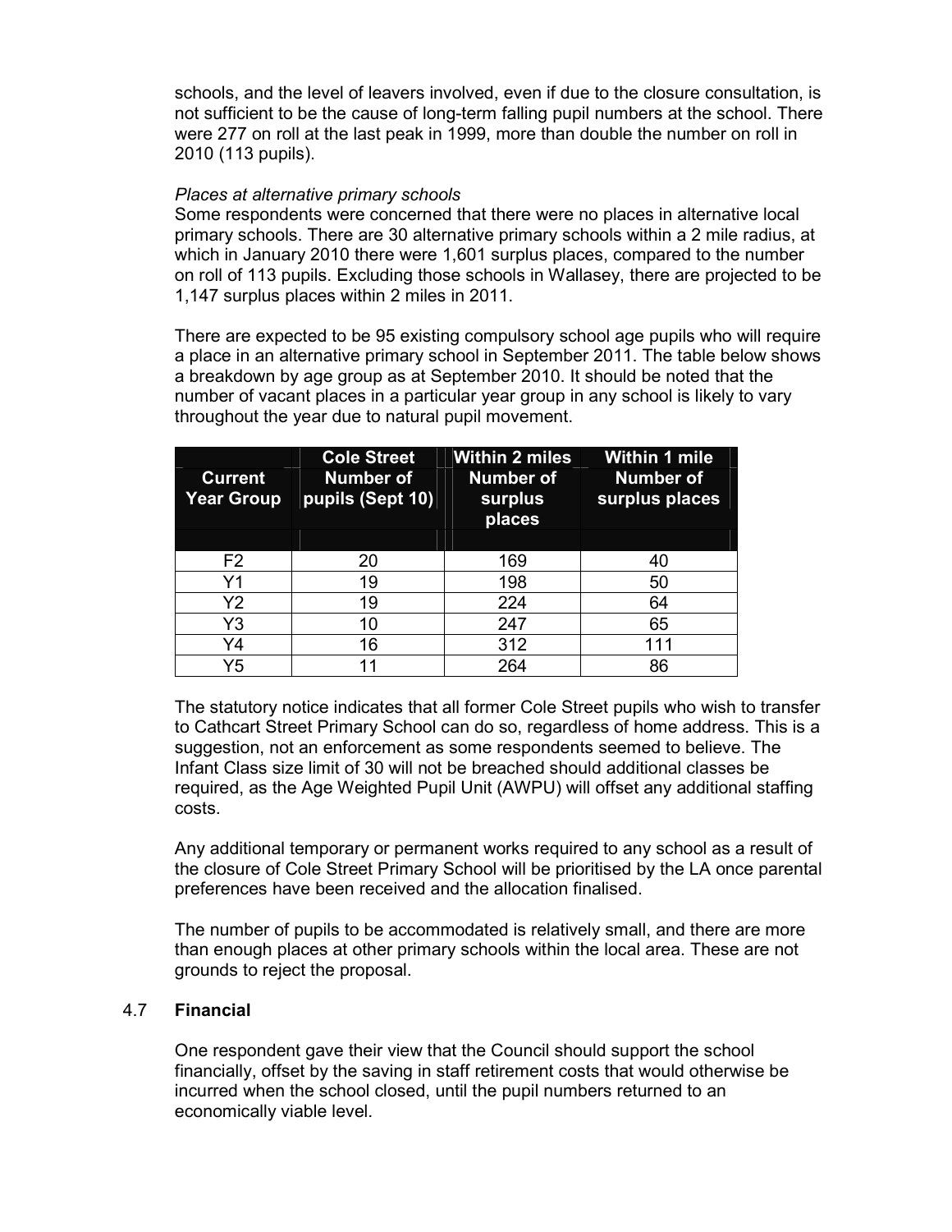schools, and the level of leavers involved, even if due to the closure consultation, is not sufficient to be the cause of long-term falling pupil numbers at the school. There were 277 on roll at the last peak in 1999, more than double the number on roll in 2010 (113 pupils).

*Places at alternative primary schools*

Some respondents were concerned that there were no places in alternative local primary schools. There are 30 alternative primary schools within a 2 mile radius, at which in January 2010 there were 1,601 surplus places, compared to the number on roll of 113 pupils. Excluding those schools in Wallasey, there are projected to be 1,147 surplus places within 2 miles in 2011.

There are expected to be 95 existing compulsory school age pupils who will require a place in an alternative primary school in September 2011. The table below shows a breakdown by age group as at September 2010. It should be noted that the number of vacant places in a particular year group in any school is likely to vary throughout the year due to natural pupil movement.

| Current Year Group | Cole Street Number of pupils (Sept 10) | Within 2 miles Number of surplus places | Within 1 mile Number of surplus places |
|---|---|---|---|
| F2 | 20 | 169 | 40 |
| Y1 | 19 | 198 | 50 |
| Y2 | 19 | 224 | 64 |
| Y3 | 10 | 247 | 65 |
| Y4 | 16 | 312 | 111 |
| Y5 | 11 | 264 | 86 |

The statutory notice indicates that all former Cole Street pupils who wish to transfer to Cathcart Street Primary School can do so, regardless of home address. This is a suggestion, not an enforcement as some respondents seemed to believe. The Infant Class size limit of 30 will not be breached should additional classes be required, as the Age Weighted Pupil Unit (AWPU) will offset any additional staffing costs.

Any additional temporary or permanent works required to any school as a result of the closure of Cole Street Primary School will be prioritised by the LA once parental preferences have been received and the allocation finalised.

The number of pupils to be accommodated is relatively small, and there are more than enough places at other primary schools within the local area. These are not grounds to reject the proposal.

## 4.7 **Financial**

One respondent gave their view that the Council should support the school financially, offset by the saving in staff retirement costs that would otherwise be incurred when the school closed, until the pupil numbers returned to an economically viable level.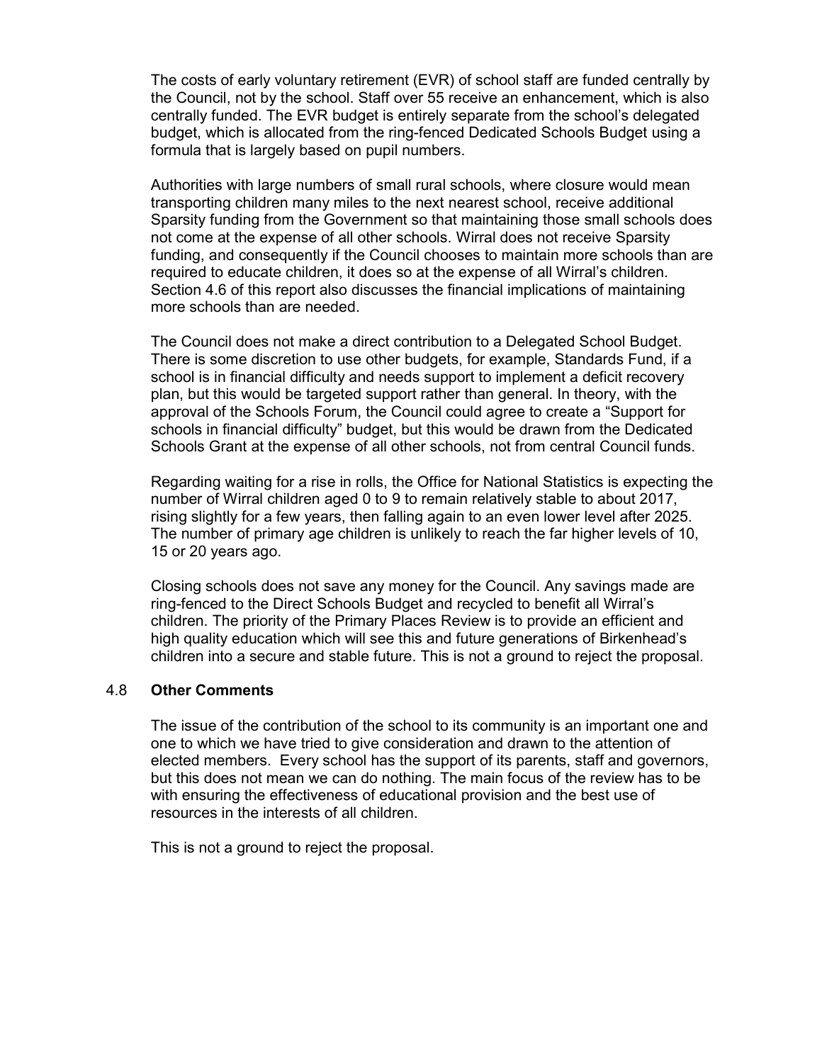The costs of early voluntary retirement (EVR) of school staff are funded centrally by the Council, not by the school. Staff over 55 receive an enhancement, which is also centrally funded. The EVR budget is entirely separate from the school's delegated budget, which is allocated from the ring-fenced Dedicated Schools Budget using a formula that is largely based on pupil numbers.

Authorities with large numbers of small rural schools, where closure would mean transporting children many miles to the next nearest school, receive additional Sparsity funding from the Government so that maintaining those small schools does not come at the expense of all other schools. Wirral does not receive Sparsity funding, and consequently if the Council chooses to maintain more schools than are required to educate children, it does so at the expense of all Wirral's children. Section 4.6 of this report also discusses the financial implications of maintaining more schools than are needed.

The Council does not make a direct contribution to a Delegated School Budget. There is some discretion to use other budgets, for example, Standards Fund, if a school is in financial difficulty and needs support to implement a deficit recovery plan, but this would be targeted support rather than general. In theory, with the approval of the Schools Forum, the Council could agree to create a "Support for schools in financial difficulty" budget, but this would be drawn from the Dedicated Schools Grant at the expense of all other schools, not from central Council funds.

Regarding waiting for a rise in rolls, the Office for National Statistics is expecting the number of Wirral children aged 0 to 9 to remain relatively stable to about 2017, rising slightly for a few years, then falling again to an even lower level after 2025. The number of primary age children is unlikely to reach the far higher levels of 10, 15 or 20 years ago.

Closing schools does not save any money for the Council. Any savings made are ring-fenced to the Direct Schools Budget and recycled to benefit all Wirral's children. The priority of the Primary Places Review is to provide an efficient and high quality education which will see this and future generations of Birkenhead's children into a secure and stable future. This is not a ground to reject the proposal.

### 4.8 Other Comments

The issue of the contribution of the school to its community is an important one and one to which we have tried to give consideration and drawn to the attention of elected members. Every school has the support of its parents, staff and governors, but this does not mean we can do nothing. The main focus of the review has to be with ensuring the effectiveness of educational provision and the best use of resources in the interests of all children.

This is not a ground to reject the proposal.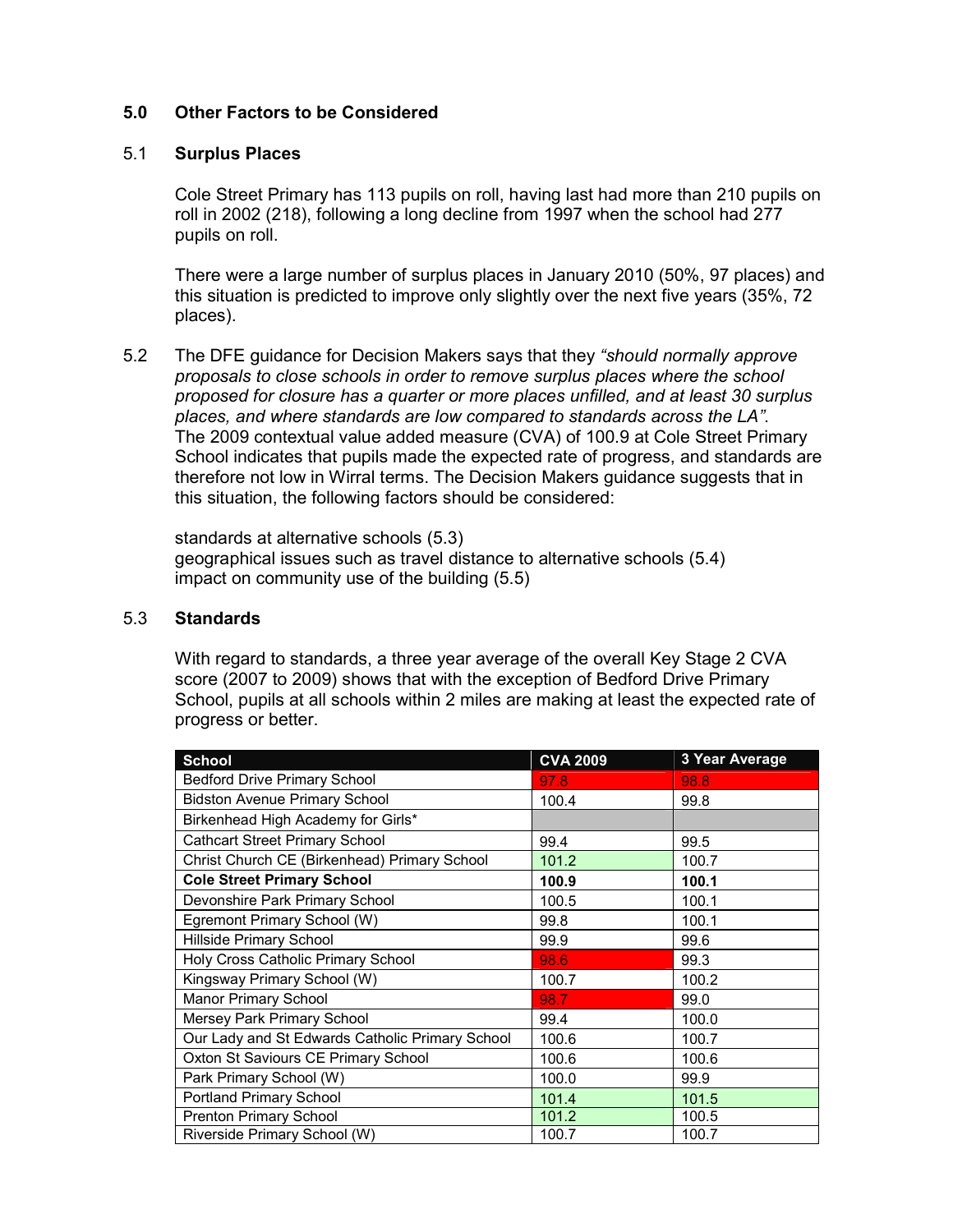## 5.0 Other Factors to be Considered

### 5.1 Surplus Places

Cole Street Primary has 113 pupils on roll, having last had more than 210 pupils on roll in 2002 (218), following a long decline from 1997 when the school had 277 pupils on roll.

There were a large number of surplus places in January 2010 (50%, 97 places) and this situation is predicted to improve only slightly over the next five years (35%, 72 places).

5.2 The DFE guidance for Decision Makers says that they *"should normally approve proposals to close schools in order to remove surplus places where the school proposed for closure has a quarter or more places unfilled, and at least 30 surplus places, and where standards are low compared to standards across the LA".* The 2009 contextual value added measure (CVA) of 100.9 at Cole Street Primary School indicates that pupils made the expected rate of progress, and standards are therefore not low in Wirral terms. The Decision Makers guidance suggests that in this situation, the following factors should be considered:

standards at alternative schools (5.3)
geographical issues such as travel distance to alternative schools (5.4)
impact on community use of the building (5.5)

### 5.3 Standards

With regard to standards, a three year average of the overall Key Stage 2 CVA score (2007 to 2009) shows that with the exception of Bedford Drive Primary School, pupils at all schools within 2 miles are making at least the expected rate of progress or better.

| School | CVA 2009 | 3 Year Average |
|---|---|---|
| Bedford Drive Primary School | 97.8 | 98.8 |
| Bidston Avenue Primary School | 100.4 | 99.8 |
| Birkenhead High Academy for Girls* | | |
| Cathcart Street Primary School | 99.4 | 99.5 |
| Christ Church CE (Birkenhead) Primary School | 101.2 | 100.7 |
| **Cole Street Primary School** | **100.9** | **100.1** |
| Devonshire Park Primary School | 100.5 | 100.1 |
| Egremont Primary School (W) | 99.8 | 100.1 |
| Hillside Primary School | 99.9 | 99.6 |
| Holy Cross Catholic Primary School | 98.6 | 99.3 |
| Kingsway Primary School (W) | 100.7 | 100.2 |
| Manor Primary School | 98.7 | 99.0 |
| Mersey Park Primary School | 99.4 | 100.0 |
| Our Lady and St Edwards Catholic Primary School | 100.6 | 100.7 |
| Oxton St Saviours CE Primary School | 100.6 | 100.6 |
| Park Primary School (W) | 100.0 | 99.9 |
| Portland Primary School | 101.4 | 101.5 |
| Prenton Primary School | 101.2 | 100.5 |
| Riverside Primary School (W) | 100.7 | 100.7 |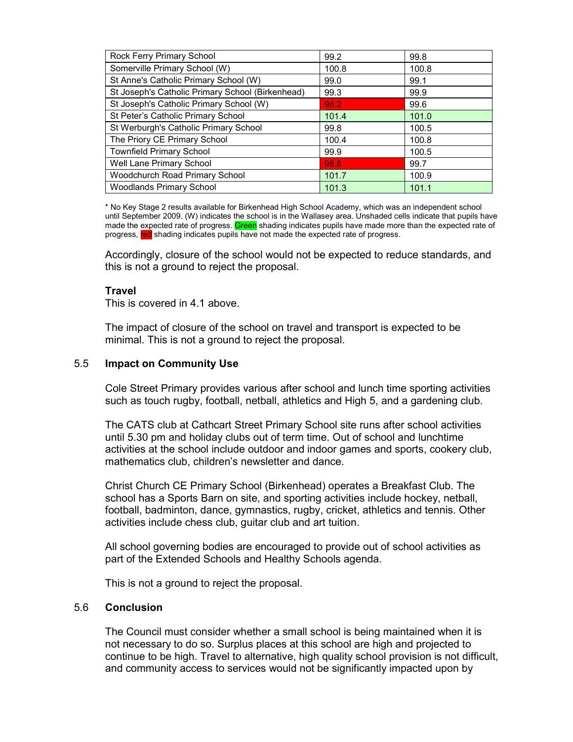| Rock Ferry Primary School | 99.2 | 99.8 |
|---|---|---|
| Somerville Primary School (W) | 100.8 | 100.8 |
| St Anne's Catholic Primary School (W) | 99.0 | 99.1 |
| St Joseph's Catholic Primary School (Birkenhead) | 99.3 | 99.9 |
| St Joseph's Catholic Primary School (W) | 98.2 | 99.6 |
| St Peter's Catholic Primary School | 101.4 | 101.0 |
| St Werburgh's Catholic Primary School | 99.8 | 100.5 |
| The Priory CE Primary School | 100.4 | 100.8 |
| Townfield Primary School | 99.9 | 100.5 |
| Well Lane Primary School | 98.8 | 99.7 |
| Woodchurch Road Primary School | 101.7 | 100.9 |
| Woodlands Primary School | 101.3 | 101.1 |

\* No Key Stage 2 results available for Birkenhead High School Academy, which was an independent school until September 2009. (W) indicates the school is in the Wallasey area. Unshaded cells indicate that pupils have made the expected rate of progress. Green shading indicates pupils have made more than the expected rate of progress, red shading indicates pupils have not made the expected rate of progress.

Accordingly, closure of the school would not be expected to reduce standards, and this is not a ground to reject the proposal.

**Travel**
This is covered in 4.1 above.

The impact of closure of the school on travel and transport is expected to be minimal. This is not a ground to reject the proposal.

### 5.5 Impact on Community Use

Cole Street Primary provides various after school and lunch time sporting activities such as touch rugby, football, netball, athletics and High 5, and a gardening club.

The CATS club at Cathcart Street Primary School site runs after school activities until 5.30 pm and holiday clubs out of term time. Out of school and lunchtime activities at the school include outdoor and indoor games and sports, cookery club, mathematics club, children's newsletter and dance.

Christ Church CE Primary School (Birkenhead) operates a Breakfast Club. The school has a Sports Barn on site, and sporting activities include hockey, netball, football, badminton, dance, gymnastics, rugby, cricket, athletics and tennis. Other activities include chess club, guitar club and art tuition.

All school governing bodies are encouraged to provide out of school activities as part of the Extended Schools and Healthy Schools agenda.

This is not a ground to reject the proposal.

### 5.6 Conclusion

The Council must consider whether a small school is being maintained when it is not necessary to do so. Surplus places at this school are high and projected to continue to be high. Travel to alternative, high quality school provision is not difficult, and community access to services would not be significantly impacted upon by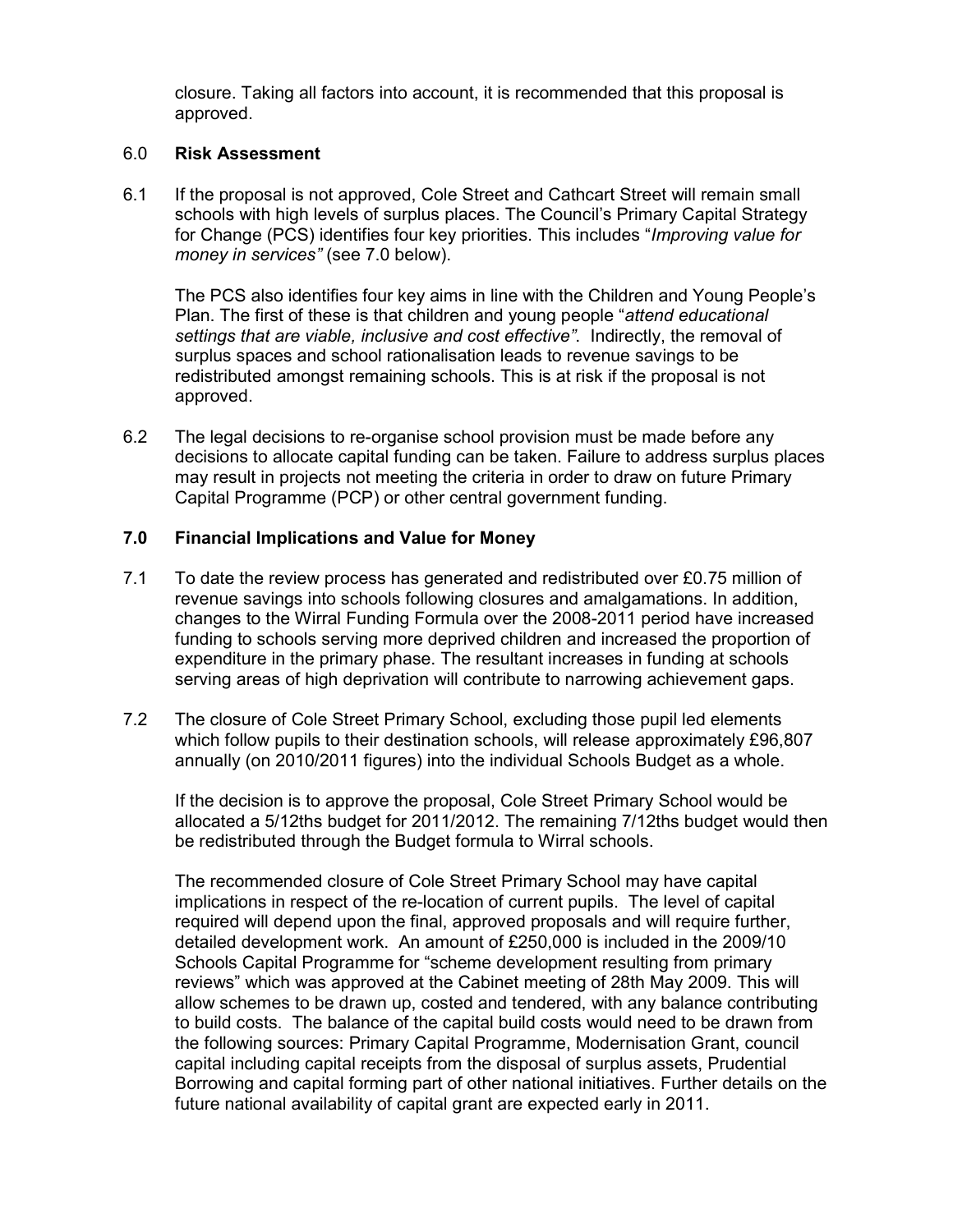closure. Taking all factors into account, it is recommended that this proposal is approved.

## 6.0 Risk Assessment

6.1 If the proposal is not approved, Cole Street and Cathcart Street will remain small schools with high levels of surplus places. The Council's Primary Capital Strategy for Change (PCS) identifies four key priorities. This includes "*Improving value for money in services"* (see 7.0 below).

The PCS also identifies four key aims in line with the Children and Young People's Plan. The first of these is that children and young people "*attend educational settings that are viable, inclusive and cost effective"*. Indirectly, the removal of surplus spaces and school rationalisation leads to revenue savings to be redistributed amongst remaining schools. This is at risk if the proposal is not approved.

6.2 The legal decisions to re-organise school provision must be made before any decisions to allocate capital funding can be taken. Failure to address surplus places may result in projects not meeting the criteria in order to draw on future Primary Capital Programme (PCP) or other central government funding.

## 7.0 Financial Implications and Value for Money

7.1 To date the review process has generated and redistributed over £0.75 million of revenue savings into schools following closures and amalgamations. In addition, changes to the Wirral Funding Formula over the 2008-2011 period have increased funding to schools serving more deprived children and increased the proportion of expenditure in the primary phase. The resultant increases in funding at schools serving areas of high deprivation will contribute to narrowing achievement gaps.

7.2 The closure of Cole Street Primary School, excluding those pupil led elements which follow pupils to their destination schools, will release approximately £96,807 annually (on 2010/2011 figures) into the individual Schools Budget as a whole.

If the decision is to approve the proposal, Cole Street Primary School would be allocated a 5/12ths budget for 2011/2012. The remaining 7/12ths budget would then be redistributed through the Budget formula to Wirral schools.

The recommended closure of Cole Street Primary School may have capital implications in respect of the re-location of current pupils. The level of capital required will depend upon the final, approved proposals and will require further, detailed development work. An amount of £250,000 is included in the 2009/10 Schools Capital Programme for "scheme development resulting from primary reviews" which was approved at the Cabinet meeting of 28th May 2009. This will allow schemes to be drawn up, costed and tendered, with any balance contributing to build costs. The balance of the capital build costs would need to be drawn from the following sources: Primary Capital Programme, Modernisation Grant, council capital including capital receipts from the disposal of surplus assets, Prudential Borrowing and capital forming part of other national initiatives. Further details on the future national availability of capital grant are expected early in 2011.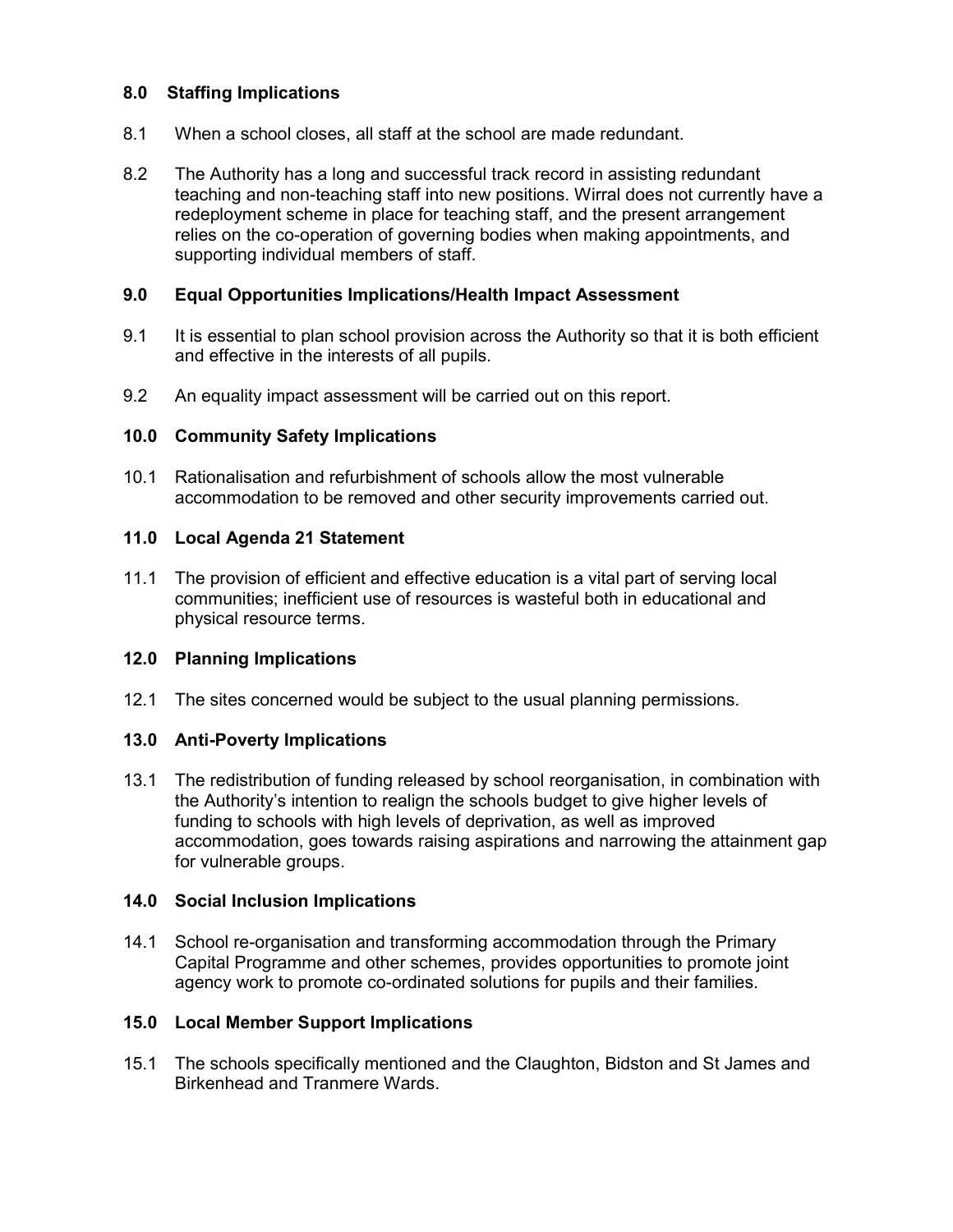## 8.0 Staffing Implications

8.1 When a school closes, all staff at the school are made redundant.

8.2 The Authority has a long and successful track record in assisting redundant teaching and non-teaching staff into new positions. Wirral does not currently have a redeployment scheme in place for teaching staff, and the present arrangement relies on the co-operation of governing bodies when making appointments, and supporting individual members of staff.

## 9.0 Equal Opportunities Implications/Health Impact Assessment

9.1 It is essential to plan school provision across the Authority so that it is both efficient and effective in the interests of all pupils.

9.2 An equality impact assessment will be carried out on this report.

## 10.0 Community Safety Implications

10.1 Rationalisation and refurbishment of schools allow the most vulnerable accommodation to be removed and other security improvements carried out.

## 11.0 Local Agenda 21 Statement

11.1 The provision of efficient and effective education is a vital part of serving local communities; inefficient use of resources is wasteful both in educational and physical resource terms.

## 12.0 Planning Implications

12.1 The sites concerned would be subject to the usual planning permissions.

## 13.0 Anti-Poverty Implications

13.1 The redistribution of funding released by school reorganisation, in combination with the Authority's intention to realign the schools budget to give higher levels of funding to schools with high levels of deprivation, as well as improved accommodation, goes towards raising aspirations and narrowing the attainment gap for vulnerable groups.

## 14.0 Social Inclusion Implications

14.1 School re-organisation and transforming accommodation through the Primary Capital Programme and other schemes, provides opportunities to promote joint agency work to promote co-ordinated solutions for pupils and their families.

## 15.0 Local Member Support Implications

15.1 The schools specifically mentioned and the Claughton, Bidston and St James and Birkenhead and Tranmere Wards.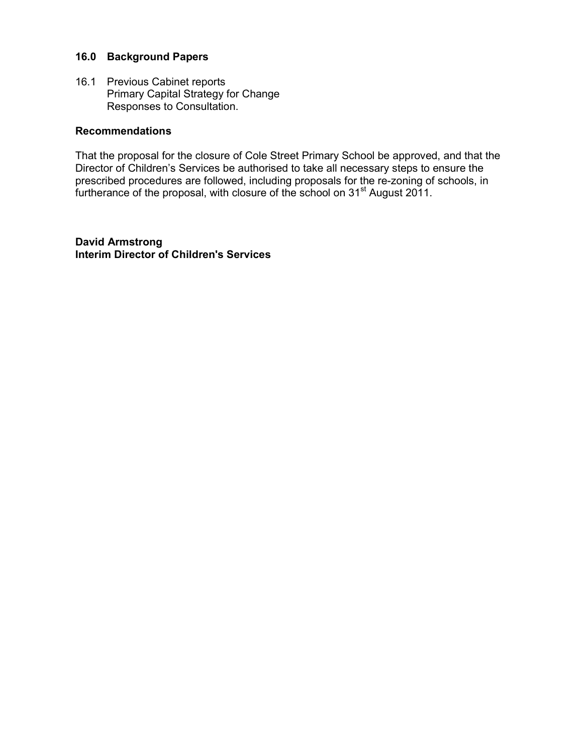## 16.0 Background Papers

16.1 Previous Cabinet reports
Primary Capital Strategy for Change
Responses to Consultation.

**Recommendations**

That the proposal for the closure of Cole Street Primary School be approved, and that the Director of Children's Services be authorised to take all necessary steps to ensure the prescribed procedures are followed, including proposals for the re-zoning of schools, in furtherance of the proposal, with closure of the school on 31st August 2011.

**David Armstrong**
**Interim Director of Children's Services**